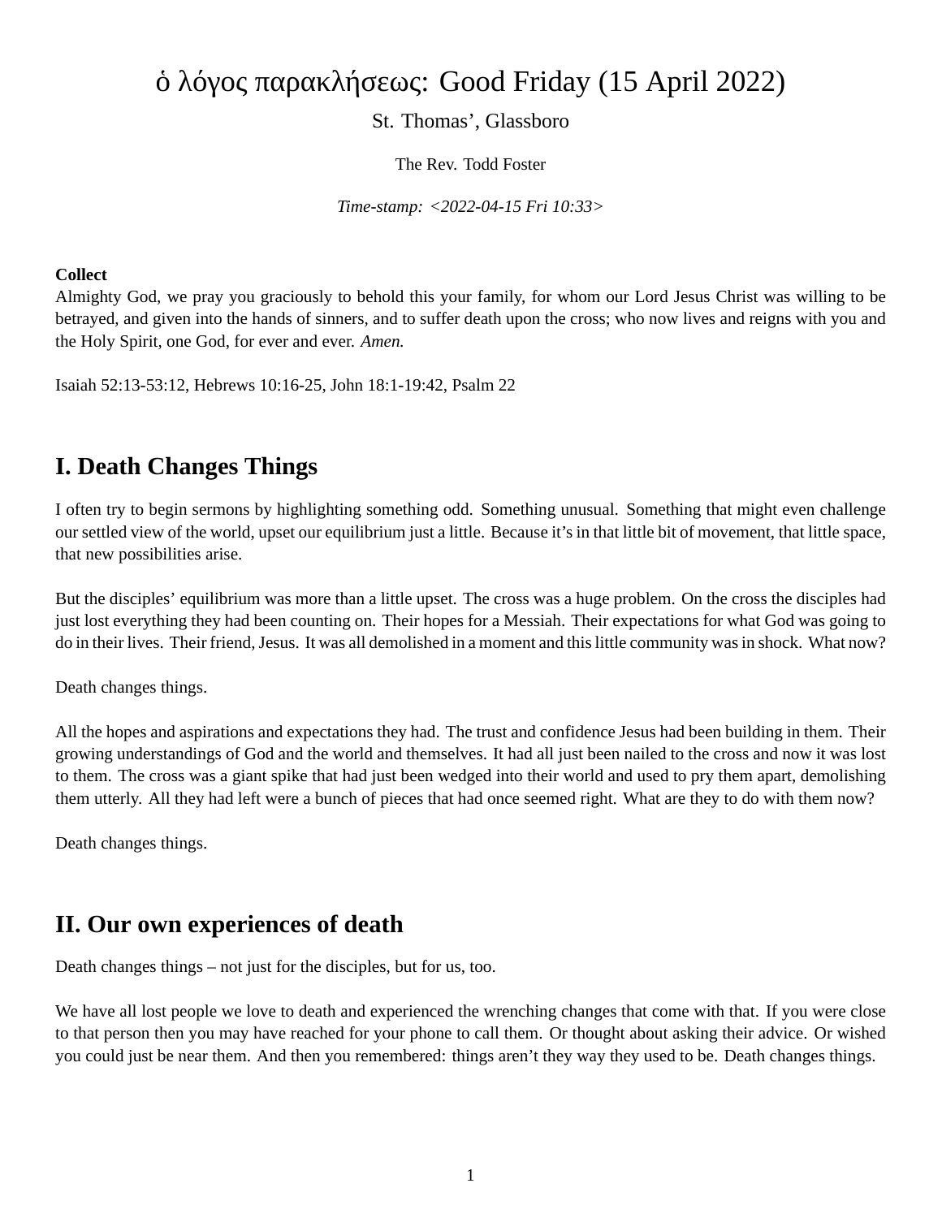# ὁ λόγος παρακλήσεως: Good Friday (15 April 2022)

St. Thomas', Glassboro

The Rev. Todd Foster

*Time-stamp: <2022-04-15 Fri 10:33>*

**Collect**
Almighty God, we pray you graciously to behold this your family, for whom our Lord Jesus Christ was willing to be betrayed, and given into the hands of sinners, and to suffer death upon the cross; who now lives and reigns with you and the Holy Spirit, one God, for ever and ever. *Amen.*

Isaiah 52:13-53:12, Hebrews 10:16-25, John 18:1-19:42, Psalm 22

## I. Death Changes Things

I often try to begin sermons by highlighting something odd. Something unusual. Something that might even challenge our settled view of the world, upset our equilibrium just a little. Because it's in that little bit of movement, that little space, that new possibilities arise.

But the disciples' equilibrium was more than a little upset. The cross was a huge problem. On the cross the disciples had just lost everything they had been counting on. Their hopes for a Messiah. Their expectations for what God was going to do in their lives. Their friend, Jesus. It was all demolished in a moment and this little community was in shock. What now?

Death changes things.

All the hopes and aspirations and expectations they had. The trust and confidence Jesus had been building in them. Their growing understandings of God and the world and themselves. It had all just been nailed to the cross and now it was lost to them. The cross was a giant spike that had just been wedged into their world and used to pry them apart, demolishing them utterly. All they had left were a bunch of pieces that had once seemed right. What are they to do with them now?

Death changes things.

## II. Our own experiences of death

Death changes things – not just for the disciples, but for us, too.

We have all lost people we love to death and experienced the wrenching changes that come with that. If you were close to that person then you may have reached for your phone to call them. Or thought about asking their advice. Or wished you could just be near them. And then you remembered: things aren't they way they used to be. Death changes things.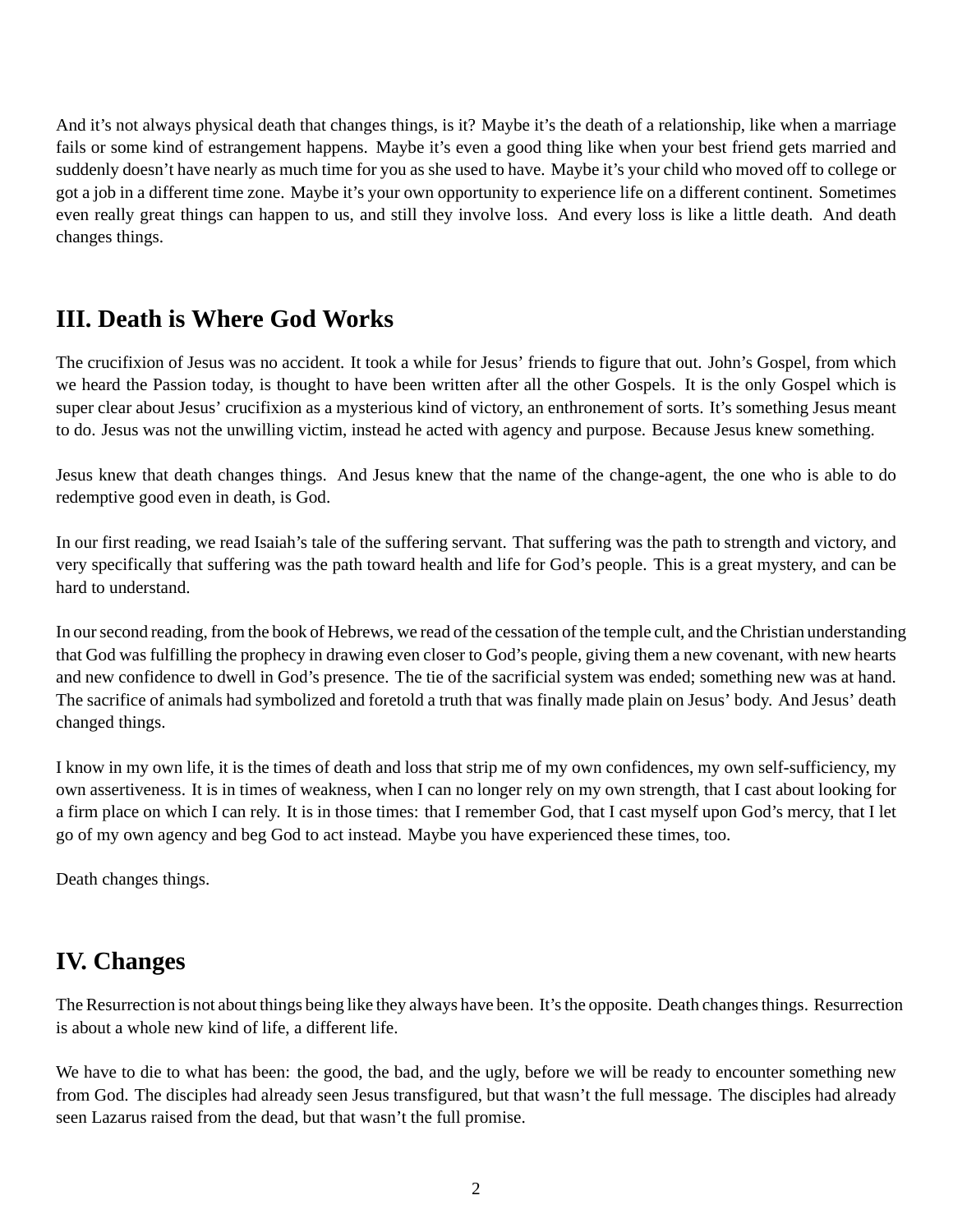And it's not always physical death that changes things, is it? Maybe it's the death of a relationship, like when a marriage fails or some kind of estrangement happens. Maybe it's even a good thing like when your best friend gets married and suddenly doesn't have nearly as much time for you as she used to have. Maybe it's your child who moved off to college or got a job in a different time zone. Maybe it's your own opportunity to experience life on a different continent. Sometimes even really great things can happen to us, and still they involve loss. And every loss is like a little death. And death changes things.

## III. Death is Where God Works

The crucifixion of Jesus was no accident. It took a while for Jesus' friends to figure that out. John's Gospel, from which we heard the Passion today, is thought to have been written after all the other Gospels. It is the only Gospel which is super clear about Jesus' crucifixion as a mysterious kind of victory, an enthronement of sorts. It's something Jesus meant to do. Jesus was not the unwilling victim, instead he acted with agency and purpose. Because Jesus knew something.

Jesus knew that death changes things. And Jesus knew that the name of the change-agent, the one who is able to do redemptive good even in death, is God.

In our first reading, we read Isaiah's tale of the suffering servant. That suffering was the path to strength and victory, and very specifically that suffering was the path toward health and life for God's people. This is a great mystery, and can be hard to understand.

In our second reading, from the book of Hebrews, we read of the cessation of the temple cult, and the Christian understanding that God was fulfilling the prophecy in drawing even closer to God's people, giving them a new covenant, with new hearts and new confidence to dwell in God's presence. The tie of the sacrificial system was ended; something new was at hand. The sacrifice of animals had symbolized and foretold a truth that was finally made plain on Jesus' body. And Jesus' death changed things.

I know in my own life, it is the times of death and loss that strip me of my own confidences, my own self-sufficiency, my own assertiveness. It is in times of weakness, when I can no longer rely on my own strength, that I cast about looking for a firm place on which I can rely. It is in those times: that I remember God, that I cast myself upon God's mercy, that I let go of my own agency and beg God to act instead. Maybe you have experienced these times, too.

Death changes things.

## IV. Changes

The Resurrection is not about things being like they always have been. It's the opposite. Death changes things. Resurrection is about a whole new kind of life, a different life.

We have to die to what has been: the good, the bad, and the ugly, before we will be ready to encounter something new from God. The disciples had already seen Jesus transfigured, but that wasn't the full message. The disciples had already seen Lazarus raised from the dead, but that wasn't the full promise.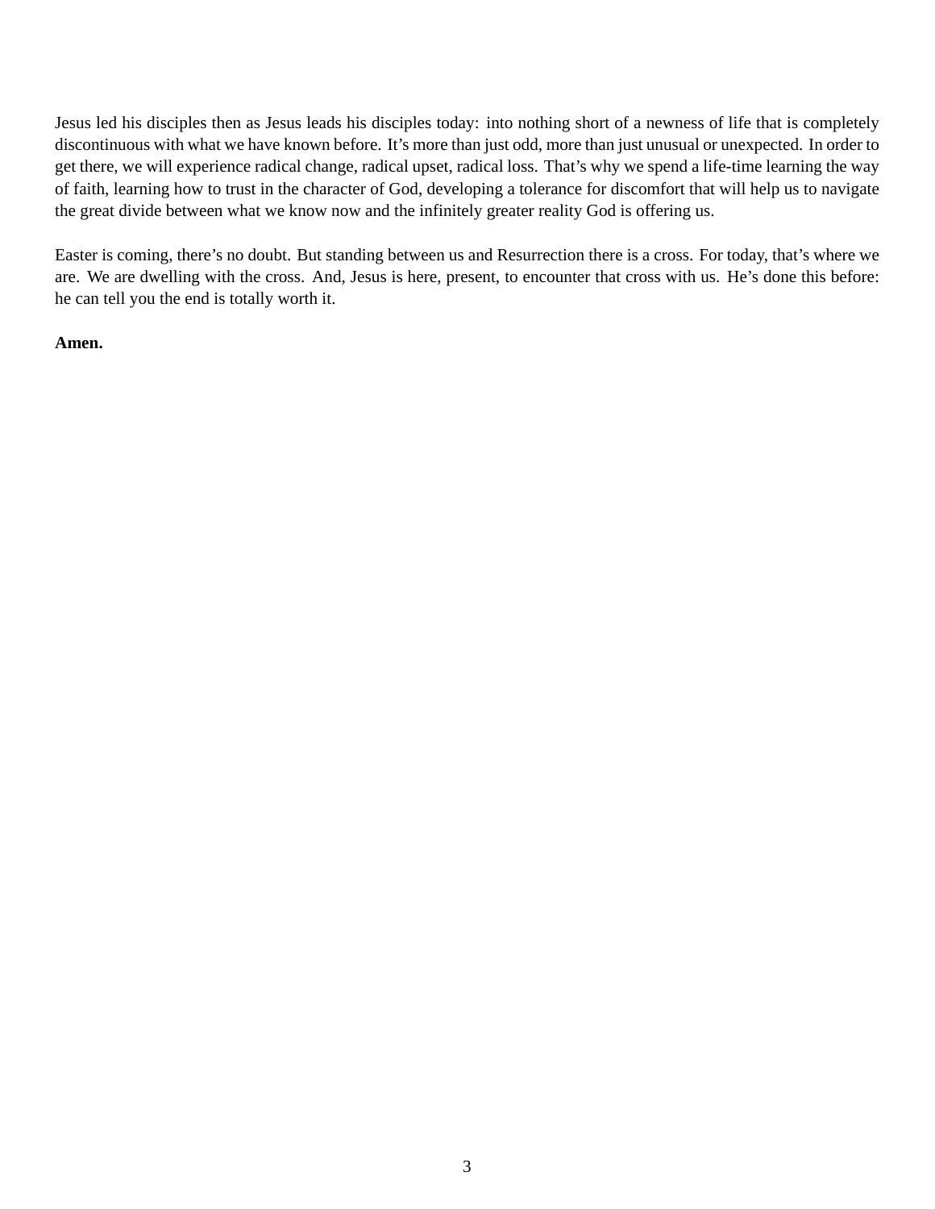Jesus led his disciples then as Jesus leads his disciples today: into nothing short of a newness of life that is completely discontinuous with what we have known before. It's more than just odd, more than just unusual or unexpected. In order to get there, we will experience radical change, radical upset, radical loss. That's why we spend a life-time learning the way of faith, learning how to trust in the character of God, developing a tolerance for discomfort that will help us to navigate the great divide between what we know now and the infinitely greater reality God is offering us.

Easter is coming, there's no doubt. But standing between us and Resurrection there is a cross. For today, that's where we are. We are dwelling with the cross. And, Jesus is here, present, to encounter that cross with us. He's done this before: he can tell you the end is totally worth it.

**Amen.**